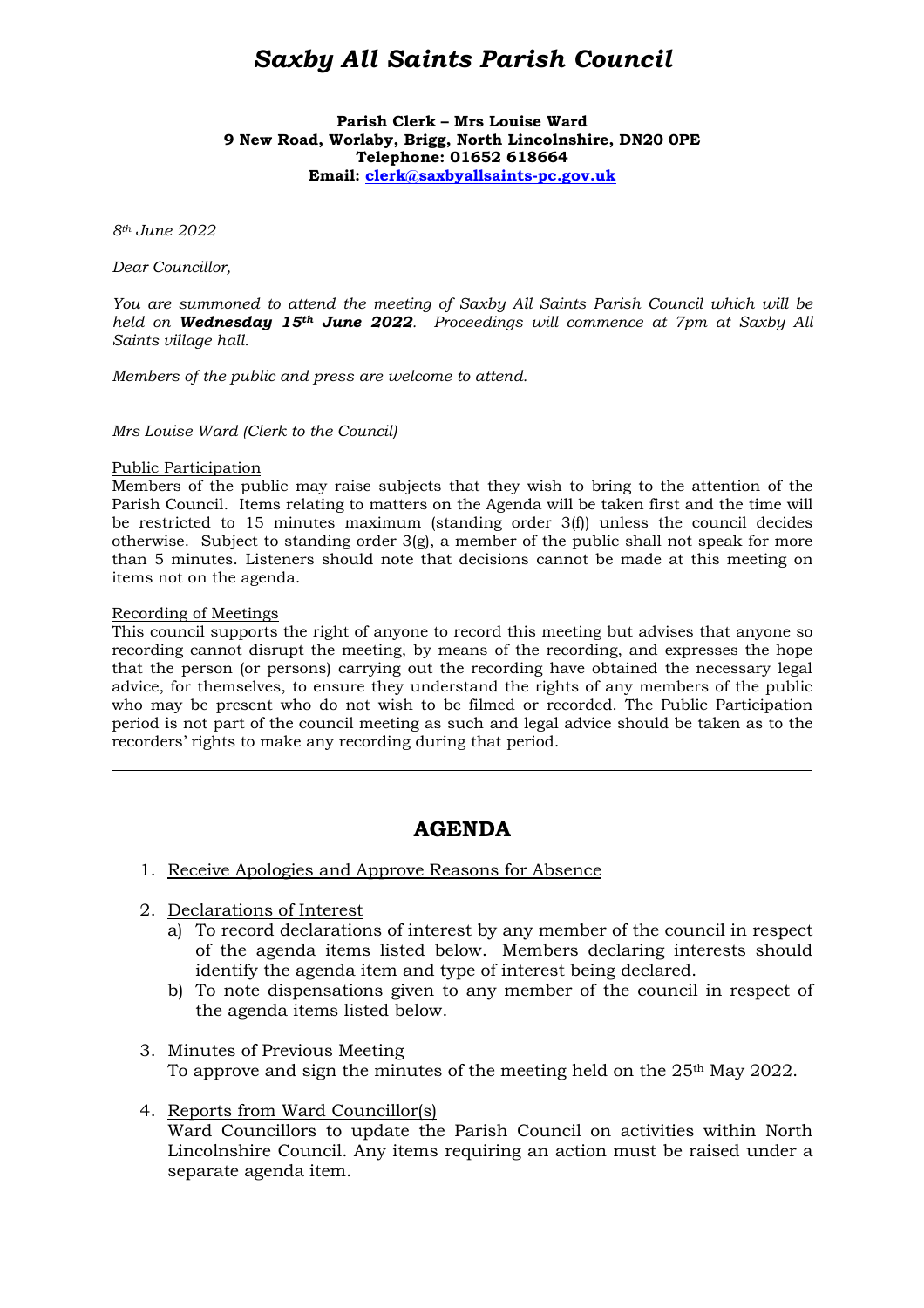# *Saxby All Saints Parish Council*

**Parish Clerk – Mrs Louise Ward**
**9 New Road, Worlaby, Brigg, North Lincolnshire, DN20 0PE**
**Telephone: 01652 618664**
**Email: clerk@saxbyallsaints-pc.gov.uk**

*8th June 2022*

*Dear Councillor,*

*You are summoned to attend the meeting of Saxby All Saints Parish Council which will be held on **Wednesday 15th June 2022**. Proceedings will commence at 7pm at Saxby All Saints village hall.*

*Members of the public and press are welcome to attend.*

*Mrs Louise Ward (Clerk to the Council)*

Public Participation
Members of the public may raise subjects that they wish to bring to the attention of the Parish Council. Items relating to matters on the Agenda will be taken first and the time will be restricted to 15 minutes maximum (standing order 3(f)) unless the council decides otherwise. Subject to standing order 3(g), a member of the public shall not speak for more than 5 minutes. Listeners should note that decisions cannot be made at this meeting on items not on the agenda.

Recording of Meetings
This council supports the right of anyone to record this meeting but advises that anyone so recording cannot disrupt the meeting, by means of the recording, and expresses the hope that the person (or persons) carrying out the recording have obtained the necessary legal advice, for themselves, to ensure they understand the rights of any members of the public who may be present who do not wish to be filmed or recorded. The Public Participation period is not part of the council meeting as such and legal advice should be taken as to the recorders' rights to make any recording during that period.

---

## AGENDA

1. Receive Apologies and Approve Reasons for Absence

2. Declarations of Interest
   a) To record declarations of interest by any member of the council in respect of the agenda items listed below. Members declaring interests should identify the agenda item and type of interest being declared.
   b) To note dispensations given to any member of the council in respect of the agenda items listed below.

3. Minutes of Previous Meeting
   To approve and sign the minutes of the meeting held on the 25th May 2022.

4. Reports from Ward Councillor(s)
   Ward Councillors to update the Parish Council on activities within North Lincolnshire Council. Any items requiring an action must be raised under a separate agenda item.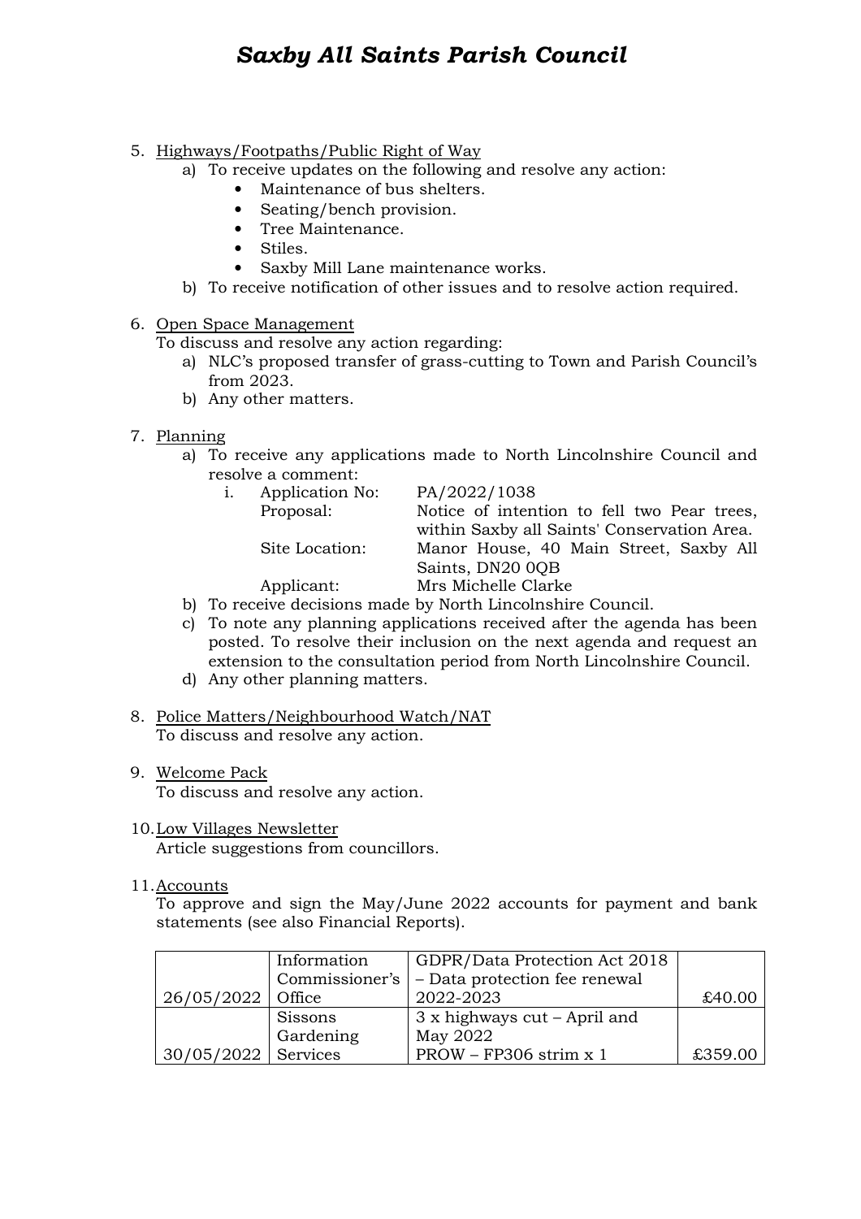5. <u>Highways/Footpaths/Public Right of Way</u>
   a) To receive updates on the following and resolve any action:
      - Maintenance of bus shelters.
      - Seating/bench provision.
      - Tree Maintenance.
      - Stiles.
      - Saxby Mill Lane maintenance works.
   b) To receive notification of other issues and to resolve action required.

6. <u>Open Space Management</u>
   To discuss and resolve any action regarding:
   a) NLC's proposed transfer of grass-cutting to Town and Parish Council's from 2023.
   b) Any other matters.

7. <u>Planning</u>
   a) To receive any applications made to North Lincolnshire Council and resolve a comment:
      i. Application No: PA/2022/1038
         Proposal: Notice of intention to fell two Pear trees, within Saxby all Saints' Conservation Area.
         Site Location: Manor House, 40 Main Street, Saxby All Saints, DN20 0QB
         Applicant: Mrs Michelle Clarke
   b) To receive decisions made by North Lincolnshire Council.
   c) To note any planning applications received after the agenda has been posted. To resolve their inclusion on the next agenda and request an extension to the consultation period from North Lincolnshire Council.
   d) Any other planning matters.

8. <u>Police Matters/Neighbourhood Watch/NAT</u>
   To discuss and resolve any action.

9. <u>Welcome Pack</u>
   To discuss and resolve any action.

10. <u>Low Villages Newsletter</u>
    Article suggestions from councillors.

11. <u>Accounts</u>
    To approve and sign the May/June 2022 accounts for payment and bank statements (see also Financial Reports).

| | | | |
|---|---|---|---|
| 26/05/2022 | Information Commissioner's Office | GDPR/Data Protection Act 2018 – Data protection fee renewal 2022-2023 | £40.00 |
| 30/05/2022 | Sissons Gardening Services | 3 x highways cut – April and May 2022<br>PROW – FP306 strim x 1 | £359.00 |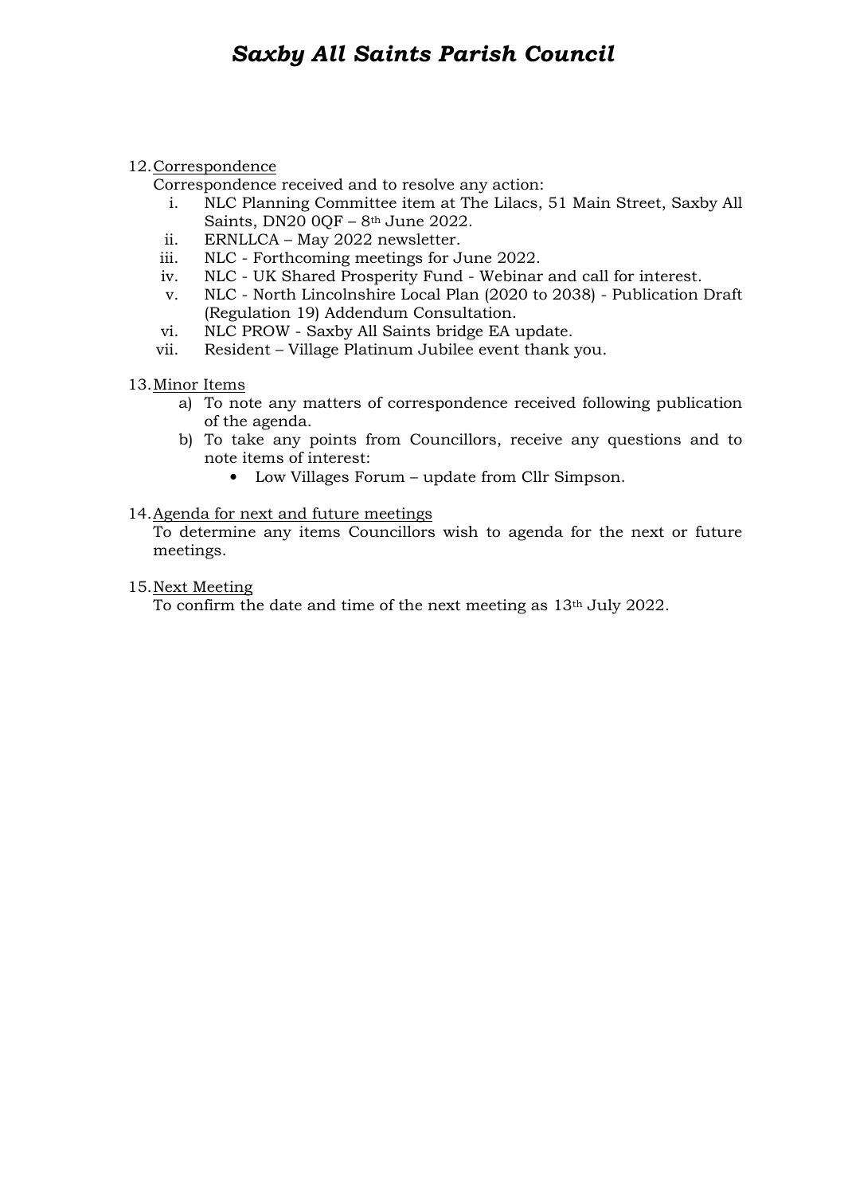12. Correspondence

Correspondence received and to resolve any action:

i. NLC Planning Committee item at The Lilacs, 51 Main Street, Saxby All Saints, DN20 0QF – 8th June 2022.
ii. ERNLLCA – May 2022 newsletter.
iii. NLC - Forthcoming meetings for June 2022.
iv. NLC - UK Shared Prosperity Fund - Webinar and call for interest.
v. NLC - North Lincolnshire Local Plan (2020 to 2038) - Publication Draft (Regulation 19) Addendum Consultation.
vi. NLC PROW - Saxby All Saints bridge EA update.
vii. Resident – Village Platinum Jubilee event thank you.

13. Minor Items

a) To note any matters of correspondence received following publication of the agenda.
b) To take any points from Councillors, receive any questions and to note items of interest:
    - Low Villages Forum – update from Cllr Simpson.

14. Agenda for next and future meetings

To determine any items Councillors wish to agenda for the next or future meetings.

15. Next Meeting

To confirm the date and time of the next meeting as 13th July 2022.